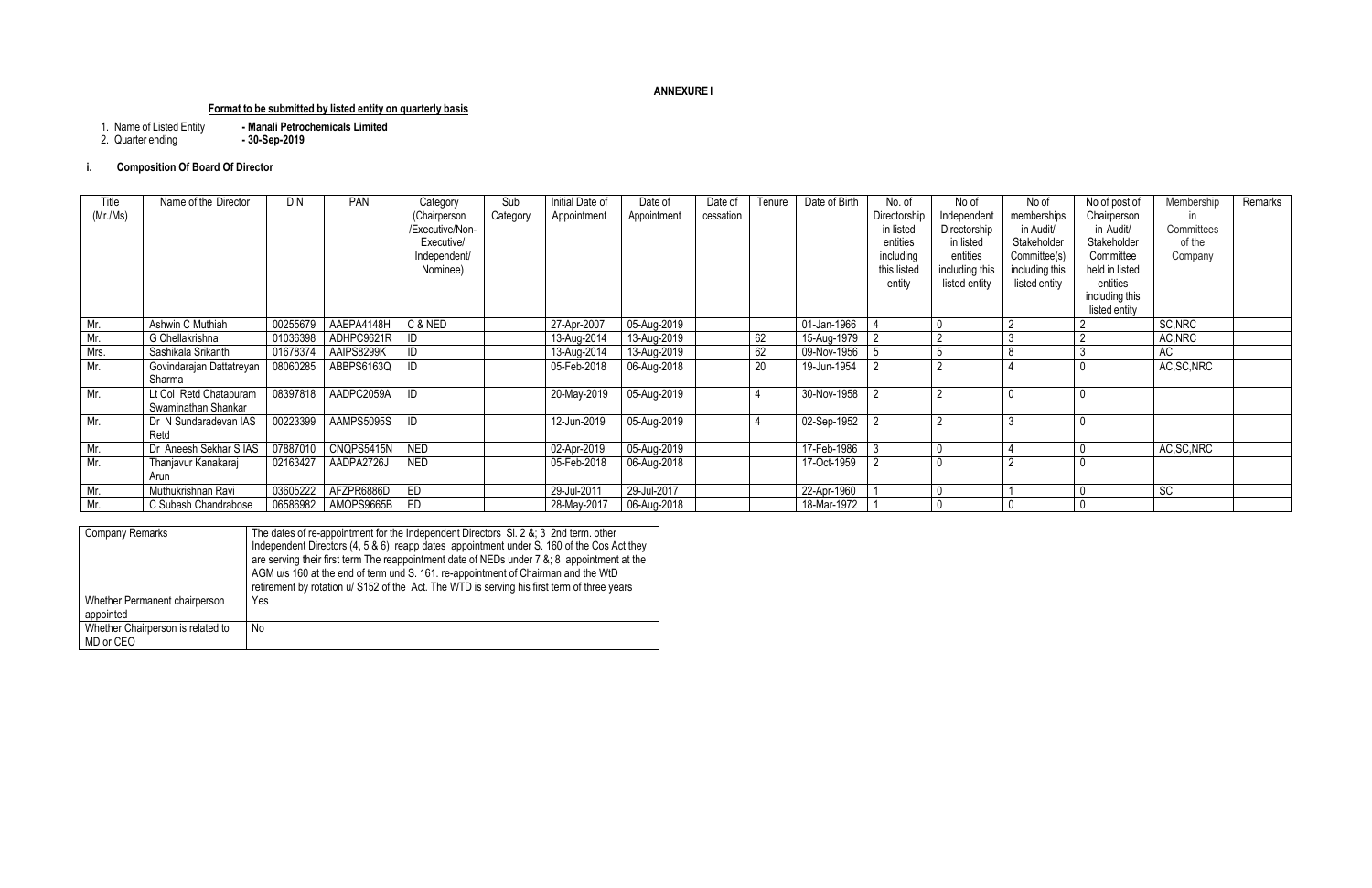**ANNEXURE I**

**Format to be submitted by listed entity on quarterly basis**

1. Name of Listed Entity **- Manali Petrochemicals Limited**
2. Quarter ending **- 30-Sep-2019**

### i. Composition Of Board Of Director

| Title (Mr./Ms) | Name of the Director | DIN | PAN | Category (Chairperson /Executive/Non-Executive/ Independent/ Nominee) | Sub Category | Initial Date of Appointment | Date of Appointment | Date of cessation | Tenure | Date of Birth | No. of Directorship in listed entities including this listed entity | No of Independent Directorship in listed entities including this listed entity | No of memberships in Audit/ Stakeholder Committee(s) including this listed entity | No of post of Chairperson in Audit/ Stakeholder Committee held in listed entities including this listed entity | Membership in Committees of the Company | Remarks |
|---|---|---|---|---|---|---|---|---|---|---|---|---|---|---|---|---|
| Mr. | Ashwin C Muthiah | 00255679 | AAEPA4148H | C & NED | | 27-Apr-2007 | 05-Aug-2019 | | | 01-Jan-1966 | 4 | 0 | 2 | 2 | SC,NRC | |
| Mr. | G Chellakrishna | 01036398 | ADHPC9621R | ID | | 13-Aug-2014 | 13-Aug-2019 | | 62 | 15-Aug-1979 | 2 | 2 | 3 | 2 | AC,NRC | |
| Mrs. | Sashikala Srikanth | 01678374 | AAIPS8299K | ID | | 13-Aug-2014 | 13-Aug-2019 | | 62 | 09-Nov-1956 | 5 | 5 | 8 | 3 | AC | |
| Mr. | Govindarajan Dattatreyan Sharma | 08060285 | ABBPS6163Q | ID | | 05-Feb-2018 | 06-Aug-2018 | | 20 | 19-Jun-1954 | 2 | 2 | 4 | 0 | AC,SC,NRC | |
| Mr. | Lt Col Retd Chatapuram Swaminathan Shankar | 08397818 | AADPC2059A | ID | | 20-May-2019 | 05-Aug-2019 | | 4 | 30-Nov-1958 | 2 | 2 | 0 | 0 | | |
| Mr. | Dr N Sundaradevan IAS Retd | 00223399 | AAMPS5095S | ID | | 12-Jun-2019 | 05-Aug-2019 | | 4 | 02-Sep-1952 | 2 | 2 | 3 | 0 | | |
| Mr. | Dr Aneesh Sekhar S IAS | 07887010 | CNQPS5415N | NED | | 02-Apr-2019 | 05-Aug-2019 | | | 17-Feb-1986 | 3 | 0 | 4 | 0 | AC,SC,NRC | |
| Mr. | Thanjavur Kanakaraj Arun | 02163427 | AADPA2726J | NED | | 05-Feb-2018 | 06-Aug-2018 | | | 17-Oct-1959 | 2 | 0 | 2 | 0 | | |
| Mr. | Muthukrishnan Ravi | 03605222 | AFZPR6886D | ED | | 29-Jul-2011 | 29-Jul-2017 | | | 22-Apr-1960 | 1 | 0 | 1 | 0 | SC | |
| Mr. | C Subash Chandrabose | 06586982 | AMOPS9665B | ED | | 28-May-2017 | 06-Aug-2018 | | | 18-Mar-1972 | 1 | 0 | 0 | 0 | | |

| Company Remarks | The dates of re-appointment for the Independent Directors Sl. 2 &; 3 2nd term. other Independent Directors (4, 5 & 6) reapp dates appointment under S. 160 of the Cos Act they are serving their first term The reappointment date of NEDs under 7 &; 8 appointment at the AGM u/s 160 at the end of term und S. 161. re-appointment of Chairman and the WtD retirement by rotation u/ S152 of the Act. The WTD is serving his first term of three years |
|---|---|
| Whether Permanent chairperson appointed | Yes |
| Whether Chairperson is related to MD or CEO | No |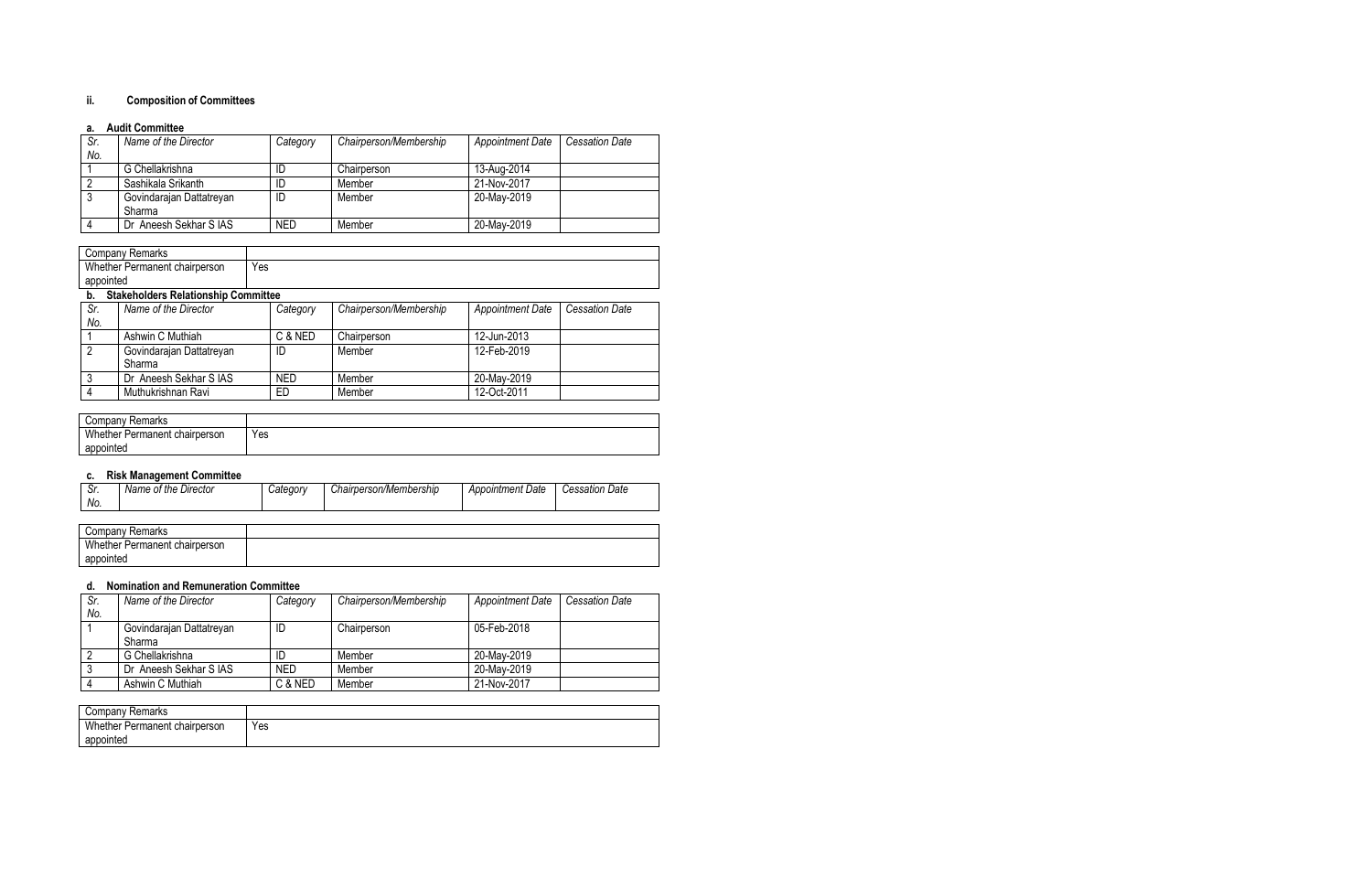### ii. Composition of Committees

#### a. Audit Committee

| Sr. No. | Name of the Director | Category | Chairperson/Membership | Appointment Date | Cessation Date |
|---|---|---|---|---|---|
| 1 | G Chellakrishna | ID | Chairperson | 13-Aug-2014 | |
| 2 | Sashikala Srikanth | ID | Member | 21-Nov-2017 | |
| 3 | Govindarajan Dattatreyan Sharma | ID | Member | 20-May-2019 | |
| 4 | Dr Aneesh Sekhar S IAS | NED | Member | 20-May-2019 | |

| Company Remarks | |
|---|---|
| Whether Permanent chairperson appointed | Yes |

#### b. Stakeholders Relationship Committee

| Sr. No. | Name of the Director | Category | Chairperson/Membership | Appointment Date | Cessation Date |
|---|---|---|---|---|---|
| 1 | Ashwin C Muthiah | C & NED | Chairperson | 12-Jun-2013 | |
| 2 | Govindarajan Dattatreyan Sharma | ID | Member | 12-Feb-2019 | |
| 3 | Dr Aneesh Sekhar S IAS | NED | Member | 20-May-2019 | |
| 4 | Muthukrishnan Ravi | ED | Member | 12-Oct-2011 | |

| Company Remarks | |
|---|---|
| Whether Permanent chairperson appointed | Yes |

#### c. Risk Management Committee

| Sr. No. | Name of the Director | Category | Chairperson/Membership | Appointment Date | Cessation Date |
|---|---|---|---|---|---|

| Company Remarks | |
|---|---|
| Whether Permanent chairperson appointed | |

#### d. Nomination and Remuneration Committee

| Sr. No. | Name of the Director | Category | Chairperson/Membership | Appointment Date | Cessation Date |
|---|---|---|---|---|---|
| 1 | Govindarajan Dattatreyan Sharma | ID | Chairperson | 05-Feb-2018 | |
| 2 | G Chellakrishna | ID | Member | 20-May-2019 | |
| 3 | Dr Aneesh Sekhar S IAS | NED | Member | 20-May-2019 | |
| 4 | Ashwin C Muthiah | C & NED | Member | 21-Nov-2017 | |

| Company Remarks | |
|---|---|
| Whether Permanent chairperson appointed | Yes |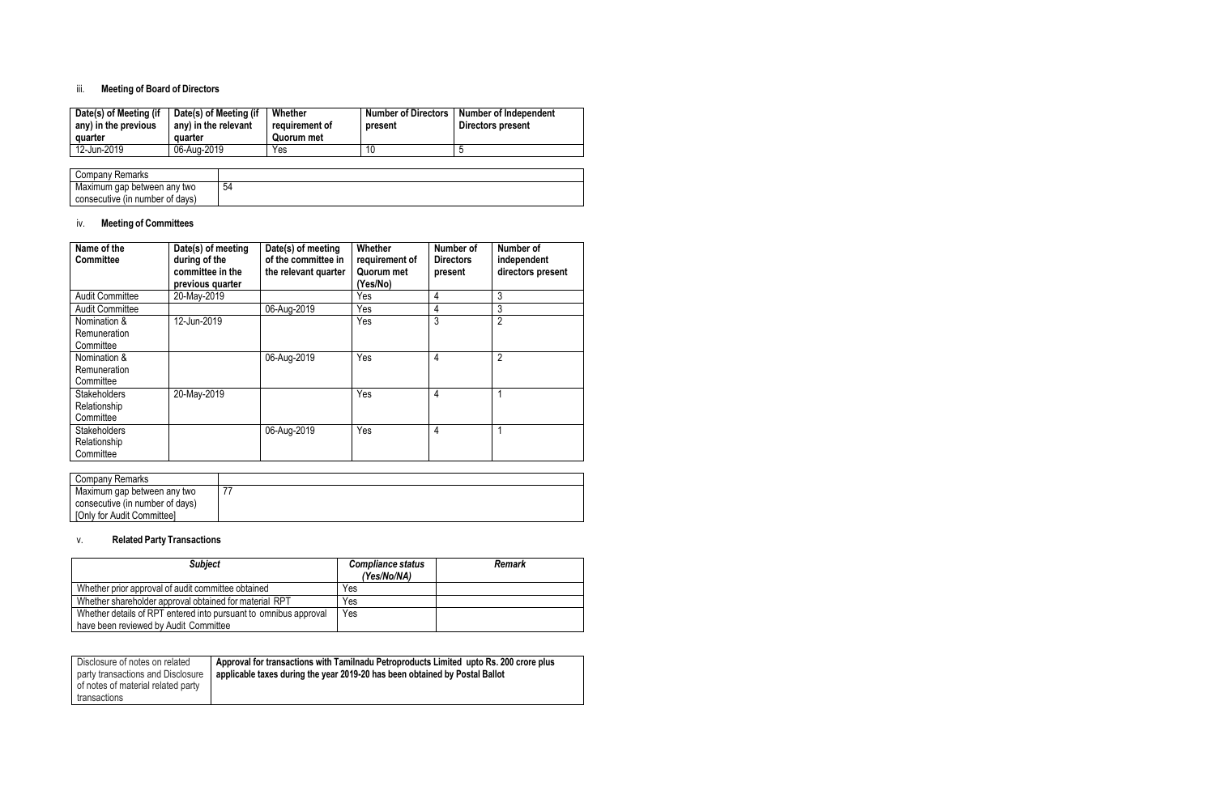### iii. Meeting of Board of Directors

| Date(s) of Meeting (if any) in the previous quarter | Date(s) of Meeting (if any) in the relevant quarter | Whether requirement of Quorum met | Number of Directors present | Number of Independent Directors present |
|---|---|---|---|---|
| 12-Jun-2019 | 06-Aug-2019 | Yes | 10 | 5 |

| Company Remarks | |
|---|---|
| Maximum gap between any two consecutive (in number of days) | 54 |

### iv. Meeting of Committees

| Name of the Committee | Date(s) of meeting during of the committee in the previous quarter | Date(s) of meeting of the committee in the relevant quarter | Whether requirement of Quorum met (Yes/No) | Number of Directors present | Number of independent directors present |
|---|---|---|---|---|---|
| Audit Committee | 20-May-2019 | | Yes | 4 | 3 |
| Audit Committee | | 06-Aug-2019 | Yes | 4 | 3 |
| Nomination & Remuneration Committee | 12-Jun-2019 | | Yes | 3 | 2 |
| Nomination & Remuneration Committee | | 06-Aug-2019 | Yes | 4 | 2 |
| Stakeholders Relationship Committee | 20-May-2019 | | Yes | 4 | 1 |
| Stakeholders Relationship Committee | | 06-Aug-2019 | Yes | 4 | 1 |

| Company Remarks | |
|---|---|
| Maximum gap between any two consecutive (in number of days) [Only for Audit Committee] | 77 |

### v. Related Party Transactions

| *Subject* | *Compliance status (Yes/No/NA)* | *Remark* |
|---|---|---|
| Whether prior approval of audit committee obtained | Yes | |
| Whether shareholder approval obtained for material RPT | Yes | |
| Whether details of RPT entered into pursuant to omnibus approval have been reviewed by Audit Committee | Yes | |

| Disclosure of notes on related party transactions and Disclosure of notes of material related party transactions | **Approval for transactions with Tamilnadu Petroproducts Limited upto Rs. 200 crore plus applicable taxes during the year 2019-20 has been obtained by Postal Ballot** |
|---|---|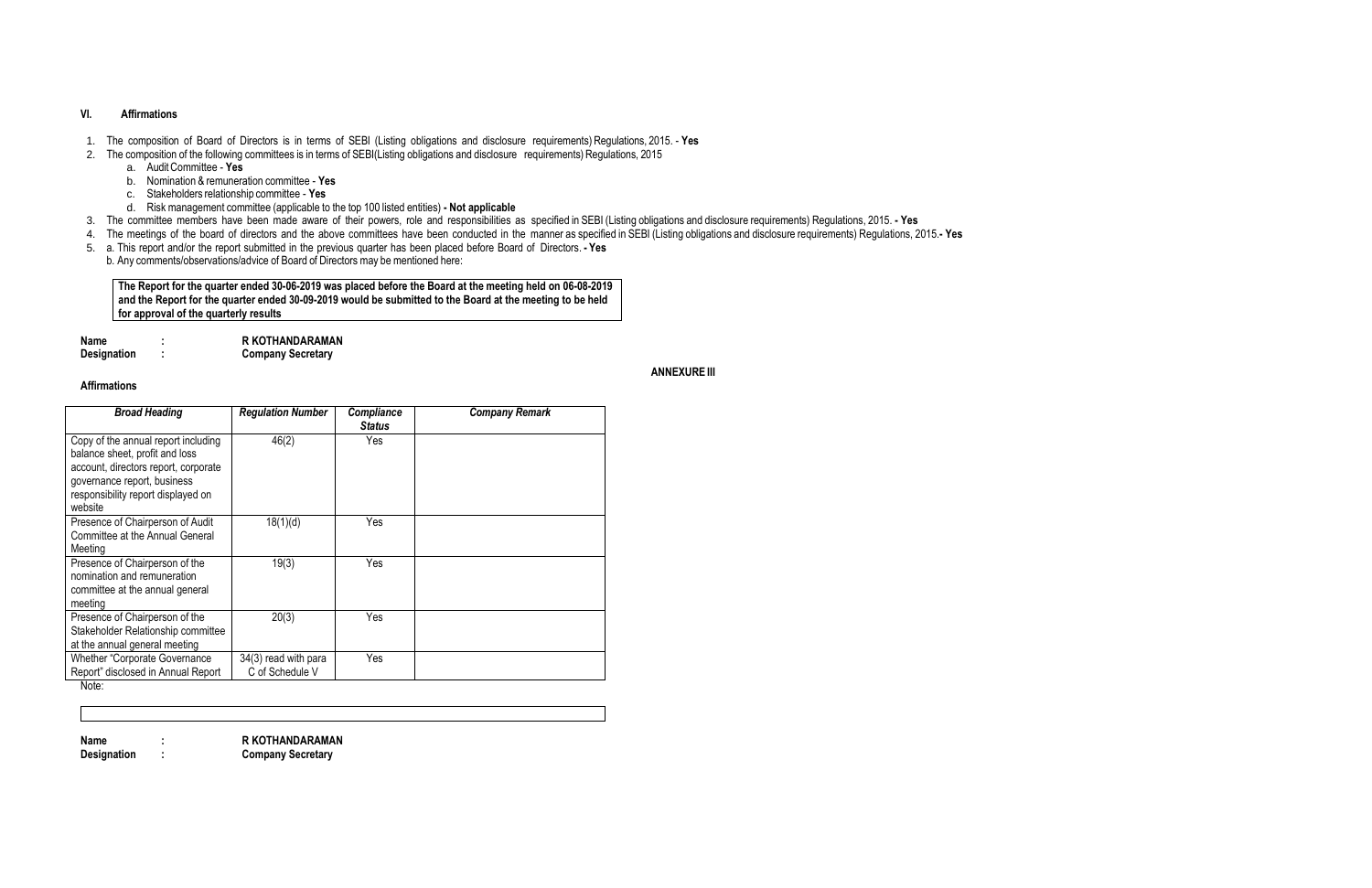## VI. Affirmations

1. The composition of Board of Directors is in terms of SEBI (Listing obligations and disclosure requirements) Regulations, 2015. - **Yes**
2. The composition of the following committees is in terms of SEBI(Listing obligations and disclosure requirements) Regulations, 2015
   a. Audit Committee - **Yes**
   b. Nomination & remuneration committee - **Yes**
   c. Stakeholders relationship committee - **Yes**
   d. Risk management committee (applicable to the top 100 listed entities) **- Not applicable**
3. The committee members have been made aware of their powers, role and responsibilities as specified in SEBI (Listing obligations and disclosure requirements) Regulations, 2015. **- Yes**
4. The meetings of the board of directors and the above committees have been conducted in the manner as specified in SEBI (Listing obligations and disclosure requirements) Regulations, 2015.**- Yes**
5. a. This report and/or the report submitted in the previous quarter has been placed before Board of Directors. **- Yes**
   b. Any comments/observations/advice of Board of Directors may be mentioned here:

**The Report for the quarter ended 30-06-2019 was placed before the Board at the meeting held on 06-08-2019 and the Report for the quarter ended 30-09-2019 would be submitted to the Board at the meeting to be held for approval of the quarterly results**

**Name : R KOTHANDARAMAN**
**Designation : Company Secretary**

**ANNEXURE III**

### Affirmations

| *Broad Heading* | *Regulation Number* | *Compliance Status* | *Company Remark* |
|---|---|---|---|
| Copy of the annual report including balance sheet, profit and loss account, directors report, corporate governance report, business responsibility report displayed on website | 46(2) | Yes | |
| Presence of Chairperson of Audit Committee at the Annual General Meeting | 18(1)(d) | Yes | |
| Presence of Chairperson of the nomination and remuneration committee at the annual general meeting | 19(3) | Yes | |
| Presence of Chairperson of the Stakeholder Relationship committee at the annual general meeting | 20(3) | Yes | |
| Whether "Corporate Governance Report" disclosed in Annual Report | 34(3) read with para C of Schedule V | Yes | |

Note:

**Name : R KOTHANDARAMAN**
**Designation : Company Secretary**